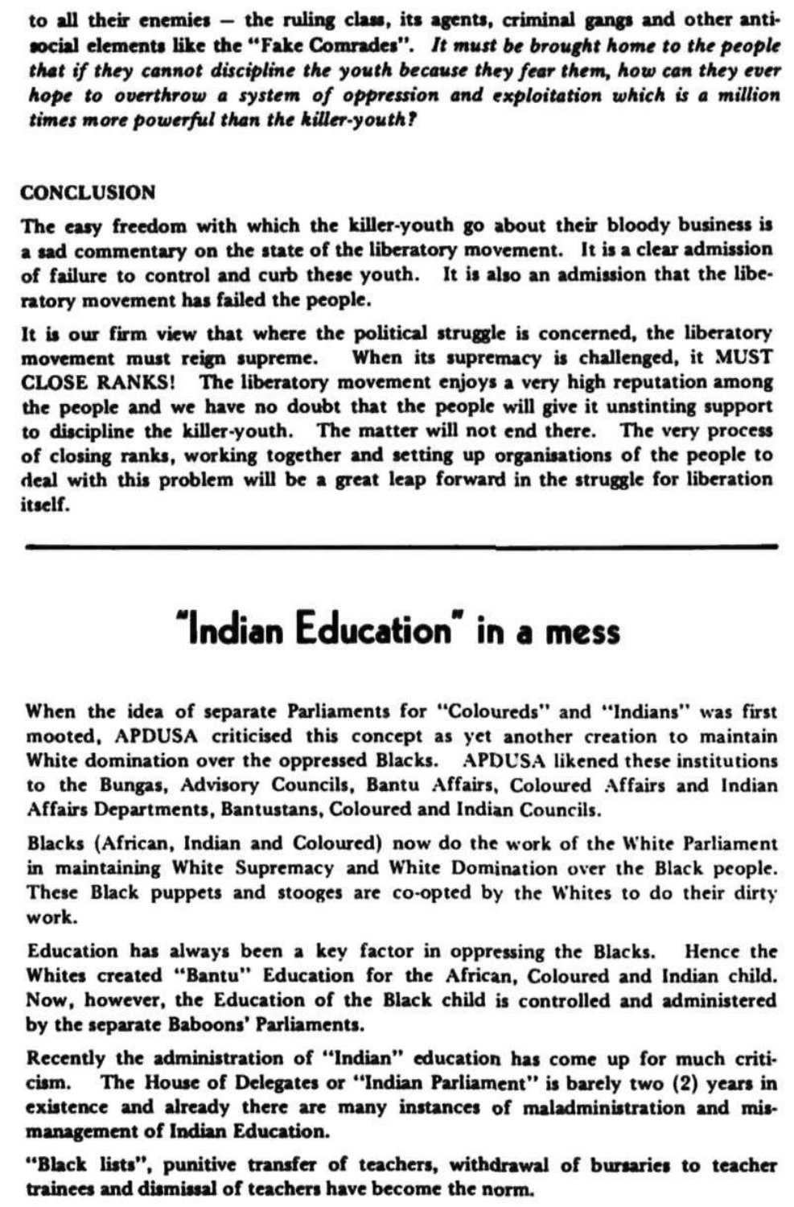to all their enemies — the ruling class, its agents, criminal gangs and other anti-social elements like the "Fake Comrades". *It must be brought home to the people that if they cannot discipline the youth because they fear them, how can they ever hope to overthrow a system of oppression and exploitation which is a million times more powerful than the killer-youth?*

## CONCLUSION

The easy freedom with which the killer-youth go about their bloody business is a sad commentary on the state of the liberatory movement. It is a clear admission of failure to control and curb these youth. It is also an admission that the liberatory movement has failed the people.

It is our firm view that where the political struggle is concerned, the liberatory movement must reign supreme. When its supremacy is challenged, it MUST CLOSE RANKS! The liberatory movement enjoys a very high reputation among the people and we have no doubt that the people will give it unstinting support to discipline the killer-youth. The matter will not end there. The very process of closing ranks, working together and setting up organisations of the people to deal with this problem will be a great leap forward in the struggle for liberation itself.

---

# "Indian Education" in a mess

When the idea of separate Parliaments for "Coloureds" and "Indians" was first mooted, APDUSA criticised this concept as yet another creation to maintain White domination over the oppressed Blacks. APDUSA likened these institutions to the Bungas, Advisory Councils, Bantu Affairs, Coloured Affairs and Indian Affairs Departments, Bantustans, Coloured and Indian Councils.

Blacks (African, Indian and Coloured) now do the work of the White Parliament in maintaining White Supremacy and White Domination over the Black people. These Black puppets and stooges are co-opted by the Whites to do their dirty work.

Education has always been a key factor in oppressing the Blacks. Hence the Whites created "Bantu" Education for the African, Coloured and Indian child. Now, however, the Education of the Black child is controlled and administered by the separate Baboons' Parliaments.

Recently the administration of "Indian" education has come up for much criticism. The House of Delegates or "Indian Parliament" is barely two (2) years in existence and already there are many instances of maladministration and mismanagement of Indian Education.

"Black lists", punitive transfer of teachers, withdrawal of bursaries to teacher trainees and dismissal of teachers have become the norm.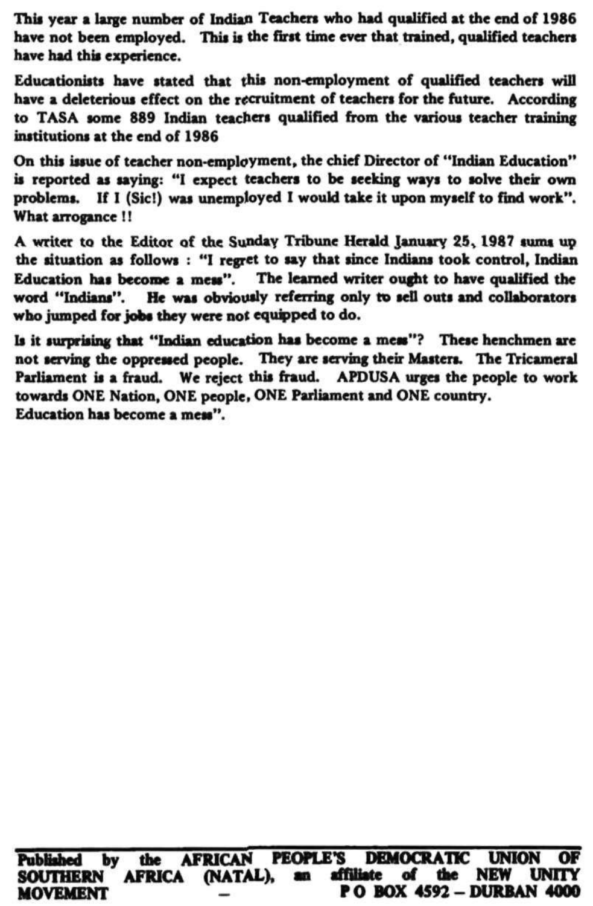This year a large number of Indian Teachers who had qualified at the end of 1986 have not been employed. This is the first time ever that trained, qualified teachers have had this experience.

Educationists have stated that this non-employment of qualified teachers will have a deleterious effect on the recruitment of teachers for the future. According to TASA some 889 Indian teachers qualified from the various teacher training institutions at the end of 1986

On this issue of teacher non-employment, the chief Director of "Indian Education" is reported as saying: "I expect teachers to be seeking ways to solve their own problems. If I (Sic!) was unemployed I would take it upon myself to find work". What arrogance !!

A writer to the Editor of the Sunday Tribune Herald January 25, 1987 sums up the situation as follows : "I regret to say that since Indians took control, Indian Education has become a mess". The learned writer ought to have qualified the word "Indians". He was obviously referring only to sell outs and collaborators who jumped for jobs they were not equipped to do.

Is it surprising that "Indian education has become a mess"? These henchmen are not serving the oppressed people. They are serving their Masters. The Tricameral Parliament is a fraud. We reject this fraud. APDUSA urges the people to work towards ONE Nation, ONE people, ONE Parliament and ONE country.
Education has become a mess".

---

**Published by the AFRICAN PEOPLE'S DEMOCRATIC UNION OF SOUTHERN AFRICA (NATAL), an affiliate of the NEW UNITY MOVEMENT – P O BOX 4592 – DURBAN 4000**